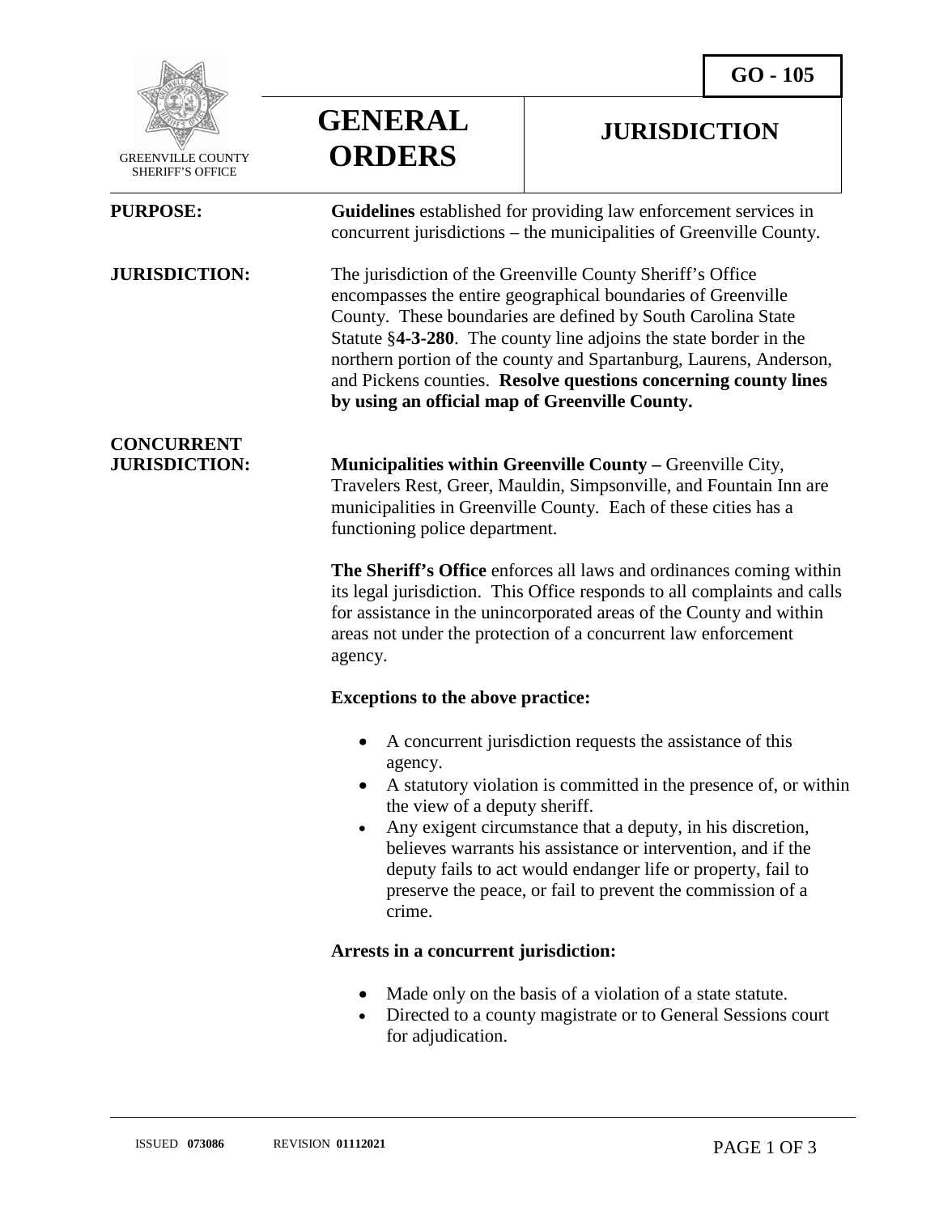GREENVILLE COUNTY SHERIFF'S OFFICE

# GENERAL ORDERS

## JURISDICTION

**GO - 105**

**PURPOSE:** **Guidelines** established for providing law enforcement services in concurrent jurisdictions – the municipalities of Greenville County.

**JURISDICTION:** The jurisdiction of the Greenville County Sheriff's Office encompasses the entire geographical boundaries of Greenville County. These boundaries are defined by South Carolina State Statute §**4-3-280**. The county line adjoins the state border in the northern portion of the county and Spartanburg, Laurens, Anderson, and Pickens counties. **Resolve questions concerning county lines by using an official map of Greenville County.**

**CONCURRENT JURISDICTION:**

**Municipalities within Greenville County –** Greenville City, Travelers Rest, Greer, Mauldin, Simpsonville, and Fountain Inn are municipalities in Greenville County. Each of these cities has a functioning police department.

**The Sheriff's Office** enforces all laws and ordinances coming within its legal jurisdiction. This Office responds to all complaints and calls for assistance in the unincorporated areas of the County and within areas not under the protection of a concurrent law enforcement agency.

**Exceptions to the above practice:**

- A concurrent jurisdiction requests the assistance of this agency.
- A statutory violation is committed in the presence of, or within the view of a deputy sheriff.
- Any exigent circumstance that a deputy, in his discretion, believes warrants his assistance or intervention, and if the deputy fails to act would endanger life or property, fail to preserve the peace, or fail to prevent the commission of a crime.

**Arrests in a concurrent jurisdiction:**

- Made only on the basis of a violation of a state statute.
- Directed to a county magistrate or to General Sessions court for adjudication.

ISSUED **073086** REVISION **01112021**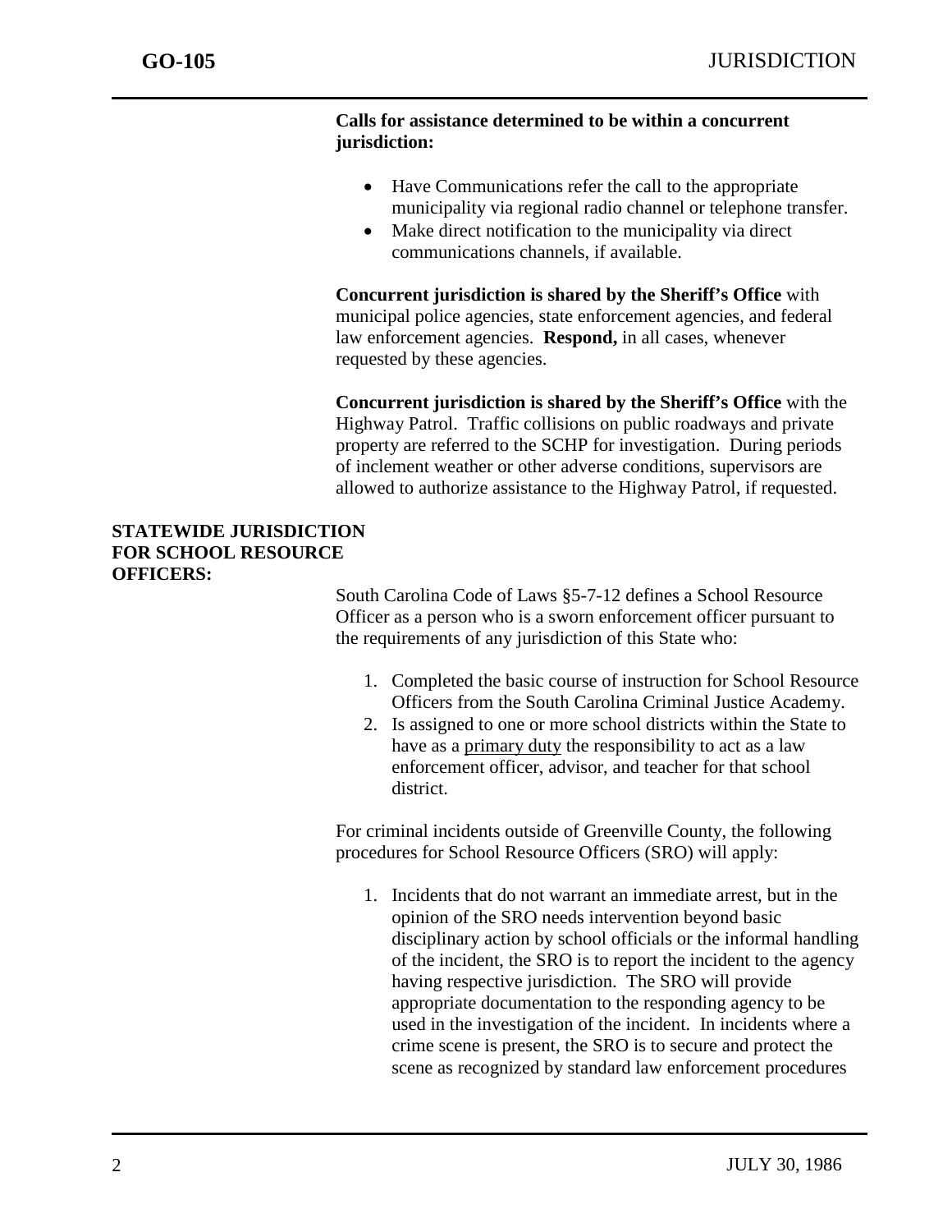**Calls for assistance determined to be within a concurrent jurisdiction:**

- Have Communications refer the call to the appropriate municipality via regional radio channel or telephone transfer.
- Make direct notification to the municipality via direct communications channels, if available.

**Concurrent jurisdiction is shared by the Sheriff's Office** with municipal police agencies, state enforcement agencies, and federal law enforcement agencies. **Respond,** in all cases, whenever requested by these agencies.

**Concurrent jurisdiction is shared by the Sheriff's Office** with the Highway Patrol. Traffic collisions on public roadways and private property are referred to the SCHP for investigation. During periods of inclement weather or other adverse conditions, supervisors are allowed to authorize assistance to the Highway Patrol, if requested.

## STATEWIDE JURISDICTION FOR SCHOOL RESOURCE OFFICERS:

South Carolina Code of Laws §5-7-12 defines a School Resource Officer as a person who is a sworn enforcement officer pursuant to the requirements of any jurisdiction of this State who:

1. Completed the basic course of instruction for School Resource Officers from the South Carolina Criminal Justice Academy.
2. Is assigned to one or more school districts within the State to have as a primary duty the responsibility to act as a law enforcement officer, advisor, and teacher for that school district.

For criminal incidents outside of Greenville County, the following procedures for School Resource Officers (SRO) will apply:

1. Incidents that do not warrant an immediate arrest, but in the opinion of the SRO needs intervention beyond basic disciplinary action by school officials or the informal handling of the incident, the SRO is to report the incident to the agency having respective jurisdiction. The SRO will provide appropriate documentation to the responding agency to be used in the investigation of the incident. In incidents where a crime scene is present, the SRO is to secure and protect the scene as recognized by standard law enforcement procedures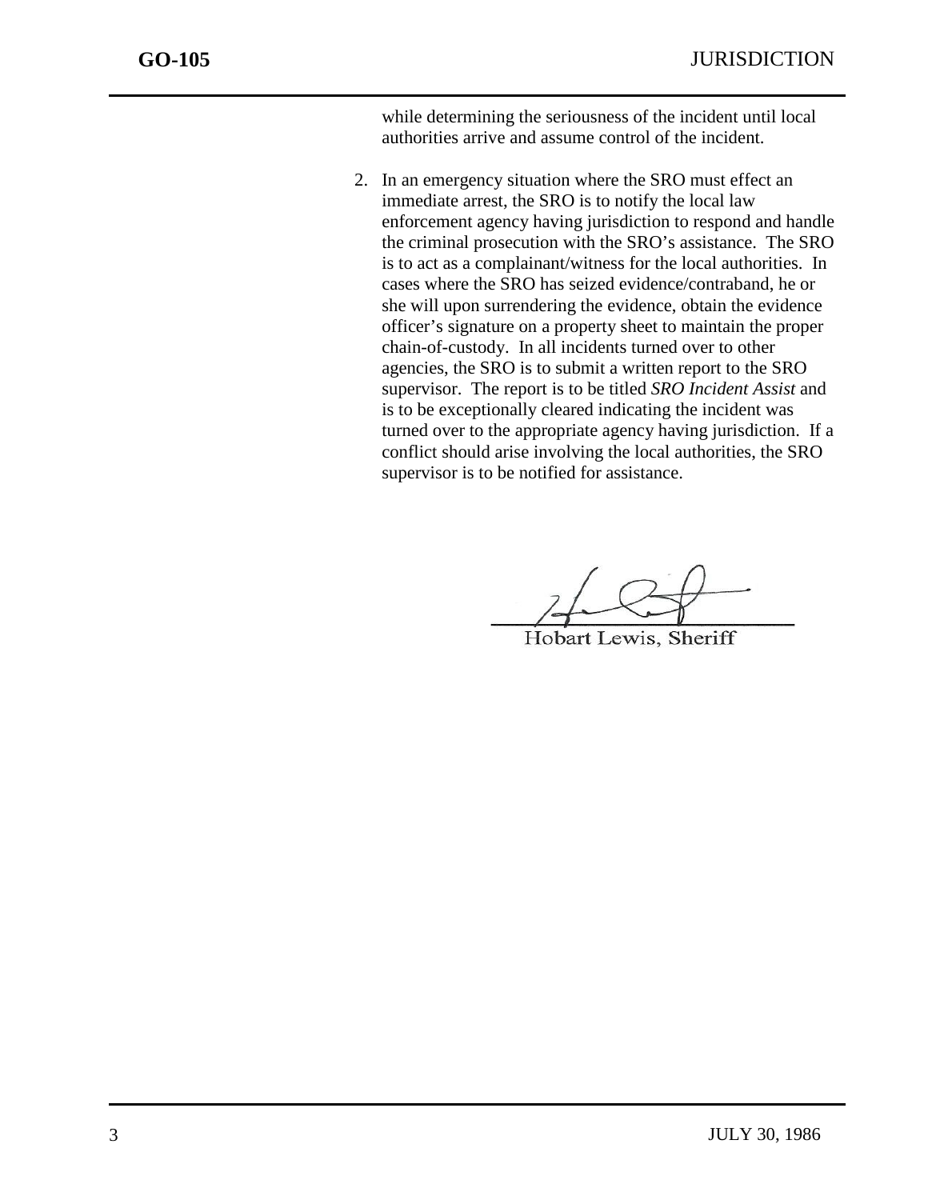while determining the seriousness of the incident until local authorities arrive and assume control of the incident.

2. In an emergency situation where the SRO must effect an immediate arrest, the SRO is to notify the local law enforcement agency having jurisdiction to respond and handle the criminal prosecution with the SRO's assistance. The SRO is to act as a complainant/witness for the local authorities. In cases where the SRO has seized evidence/contraband, he or she will upon surrendering the evidence, obtain the evidence officer's signature on a property sheet to maintain the proper chain-of-custody. In all incidents turned over to other agencies, the SRO is to submit a written report to the SRO supervisor. The report is to be titled *SRO Incident Assist* and is to be exceptionally cleared indicating the incident was turned over to the appropriate agency having jurisdiction. If a conflict should arise involving the local authorities, the SRO supervisor is to be notified for assistance.

Hobart Lewis, Sheriff